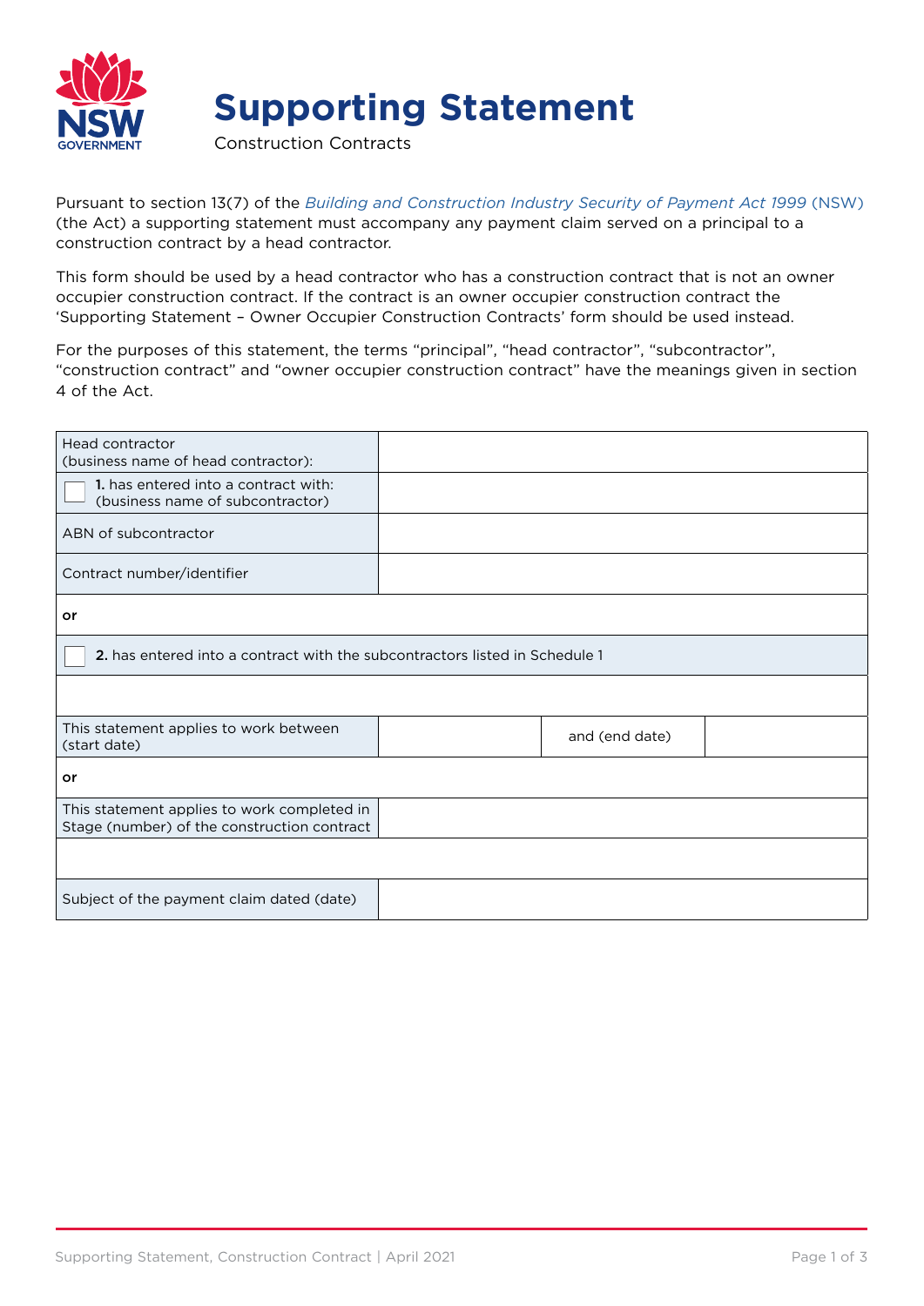# Supporting Statement

Construction Contracts

Pursuant to section 13(7) of the *Building and Construction Industry Security of Payment Act 1999* (NSW) (the Act) a supporting statement must accompany any payment claim served on a principal to a construction contract by a head contractor.

This form should be used by a head contractor who has a construction contract that is not an owner occupier construction contract. If the contract is an owner occupier construction contract the 'Supporting Statement – Owner Occupier Construction Contracts' form should be used instead.

For the purposes of this statement, the terms "principal", "head contractor", "subcontractor", "construction contract" and "owner occupier construction contract" have the meanings given in section 4 of the Act.

| | | | |
|---|---|---|---|
| Head contractor (business name of head contractor): | | | |
| ☐ **1.** has entered into a contract with: (business name of subcontractor) | | | |
| ABN of subcontractor | | | |
| Contract number/identifier | | | |
| **or** | | | |
| ☐ **2.** has entered into a contract with the subcontractors listed in Schedule 1 | | | |
| | | | |
| This statement applies to work between (start date) | | and (end date) | |
| **or** | | | |
| This statement applies to work completed in Stage (number) of the construction contract | | | |
| | | | |
| Subject of the payment claim dated (date) | | | |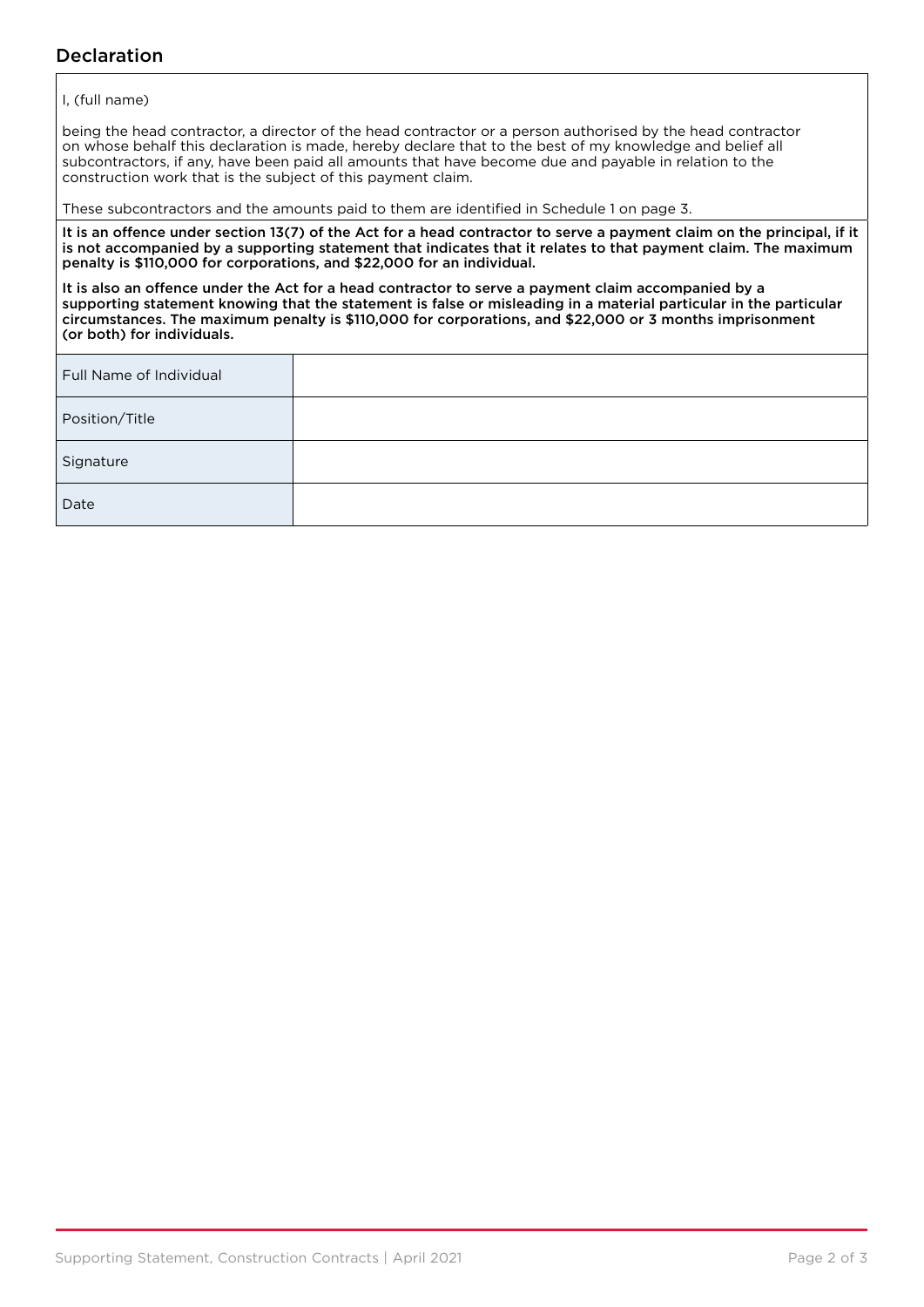## Declaration

I, (full name)

being the head contractor, a director of the head contractor or a person authorised by the head contractor on whose behalf this declaration is made, hereby declare that to the best of my knowledge and belief all subcontractors, if any, have been paid all amounts that have become due and payable in relation to the construction work that is the subject of this payment claim.

These subcontractors and the amounts paid to them are identified in Schedule 1 on page 3.

**It is an offence under section 13(7) of the Act for a head contractor to serve a payment claim on the principal, if it is not accompanied by a supporting statement that indicates that it relates to that payment claim. The maximum penalty is $110,000 for corporations, and $22,000 for an individual.**

**It is also an offence under the Act for a head contractor to serve a payment claim accompanied by a supporting statement knowing that the statement is false or misleading in a material particular in the particular circumstances. The maximum penalty is $110,000 for corporations, and $22,000 or 3 months imprisonment (or both) for individuals.**

| Full Name of Individual | |
|---|---|
| Position/Title | |
| Signature | |
| Date | |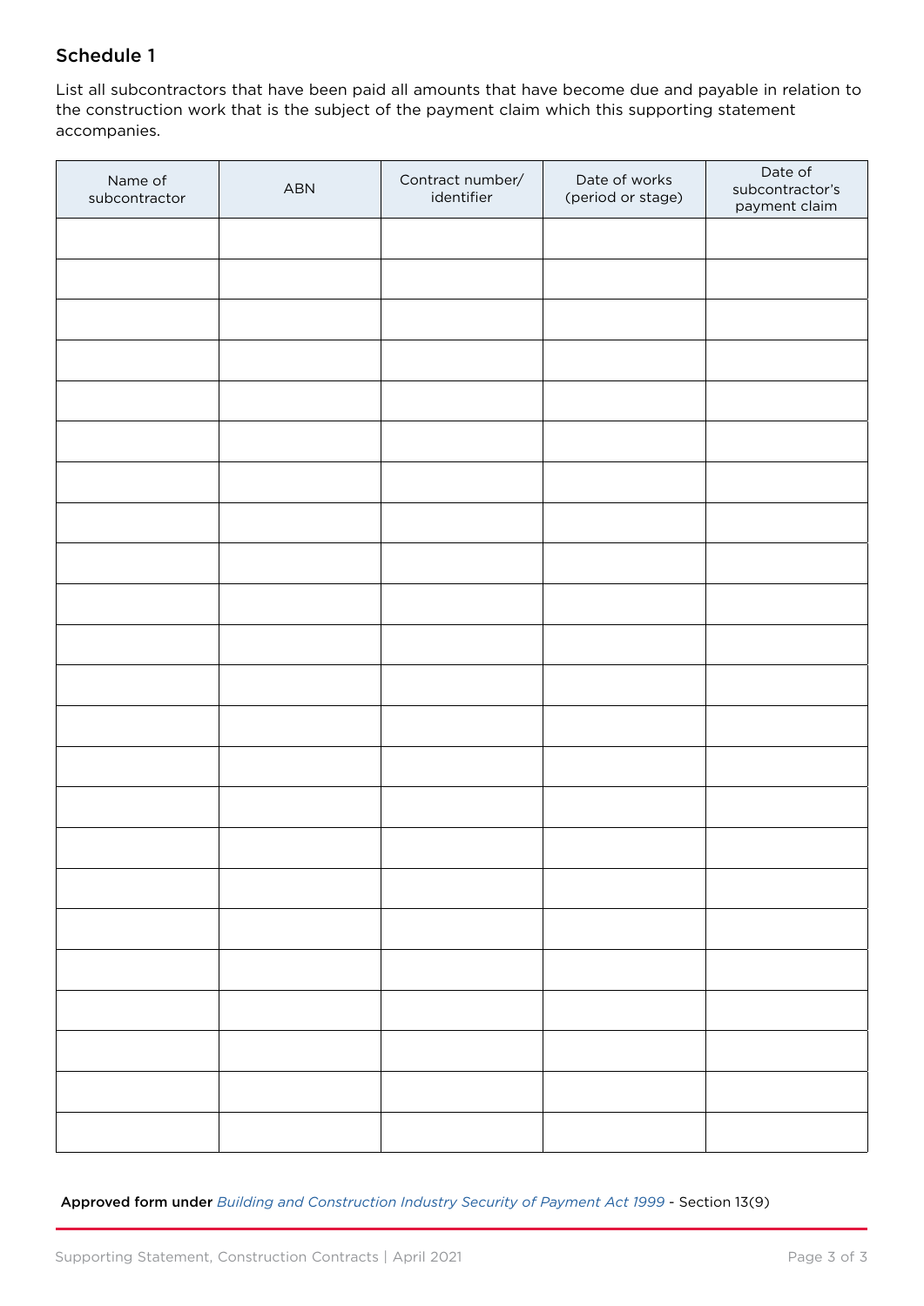## Schedule 1

List all subcontractors that have been paid all amounts that have become due and payable in relation to the construction work that is the subject of the payment claim which this supporting statement accompanies.

| Name of subcontractor | ABN | Contract number/ identifier | Date of works (period or stage) | Date of subcontractor's payment claim |
|---|---|---|---|---|
| | | | | |
| | | | | |
| | | | | |
| | | | | |
| | | | | |
| | | | | |
| | | | | |
| | | | | |
| | | | | |
| | | | | |
| | | | | |
| | | | | |
| | | | | |
| | | | | |
| | | | | |
| | | | | |
| | | | | |
| | | | | |
| | | | | |
| | | | | |
| | | | | |
| | | | | |
| | | | | |

**Approved form under** *Building and Construction Industry Security of Payment Act 1999* - Section 13(9)

Supporting Statement, Construction Contracts | April 2021